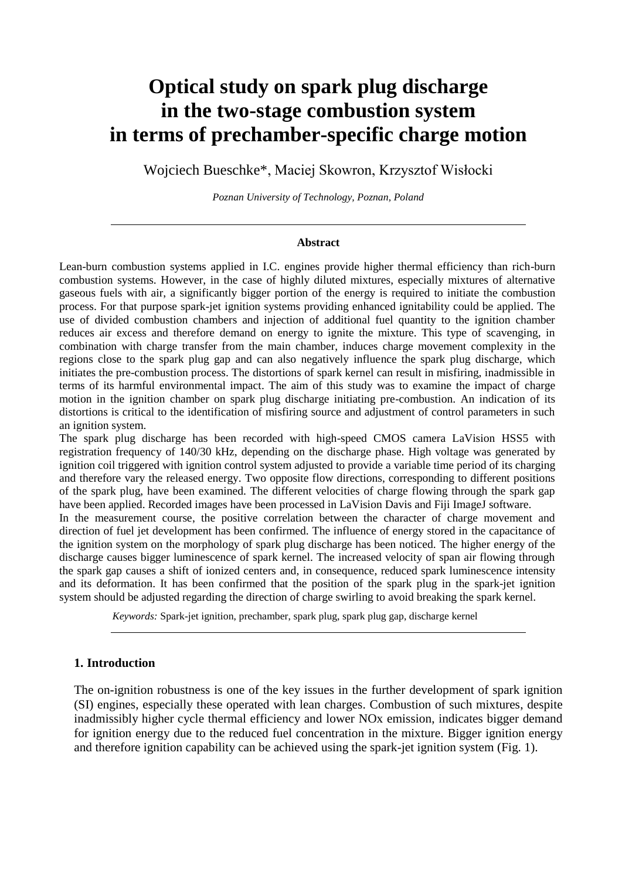# Optical study on spark plug discharge in the two-stage combustion system in terms of prechamber-specific charge motion

Wojciech Bueschke*, Maciej Skowron, Krzysztof Wisłocki

*Poznan University of Technology, Poznan, Poland*

---

**Abstract**

Lean-burn combustion systems applied in I.C. engines provide higher thermal efficiency than rich-burn combustion systems. However, in the case of highly diluted mixtures, especially mixtures of alternative gaseous fuels with air, a significantly bigger portion of the energy is required to initiate the combustion process. For that purpose spark-jet ignition systems providing enhanced ignitability could be applied. The use of divided combustion chambers and injection of additional fuel quantity to the ignition chamber reduces air excess and therefore demand on energy to ignite the mixture. This type of scavenging, in combination with charge transfer from the main chamber, induces charge movement complexity in the regions close to the spark plug gap and can also negatively influence the spark plug discharge, which initiates the pre-combustion process. The distortions of spark kernel can result in misfiring, inadmissible in terms of its harmful environmental impact. The aim of this study was to examine the impact of charge motion in the ignition chamber on spark plug discharge initiating pre-combustion. An indication of its distortions is critical to the identification of misfiring source and adjustment of control parameters in such an ignition system.

The spark plug discharge has been recorded with high-speed CMOS camera LaVision HSS5 with registration frequency of 140/30 kHz, depending on the discharge phase. High voltage was generated by ignition coil triggered with ignition control system adjusted to provide a variable time period of its charging and therefore vary the released energy. Two opposite flow directions, corresponding to different positions of the spark plug, have been examined. The different velocities of charge flowing through the spark gap have been applied. Recorded images have been processed in LaVision Davis and Fiji ImageJ software.

In the measurement course, the positive correlation between the character of charge movement and direction of fuel jet development has been confirmed. The influence of energy stored in the capacitance of the ignition system on the morphology of spark plug discharge has been noticed. The higher energy of the discharge causes bigger luminescence of spark kernel. The increased velocity of span air flowing through the spark gap causes a shift of ionized centers and, in consequence, reduced spark luminescence intensity and its deformation. It has been confirmed that the position of the spark plug in the spark-jet ignition system should be adjusted regarding the direction of charge swirling to avoid breaking the spark kernel.

*Keywords:* Spark-jet ignition, prechamber, spark plug, spark plug gap, discharge kernel

---

## 1. Introduction

The on-ignition robustness is one of the key issues in the further development of spark ignition (SI) engines, especially these operated with lean charges. Combustion of such mixtures, despite inadmissibly higher cycle thermal efficiency and lower NOx emission, indicates bigger demand for ignition energy due to the reduced fuel concentration in the mixture. Bigger ignition energy and therefore ignition capability can be achieved using the spark-jet ignition system (Fig. 1).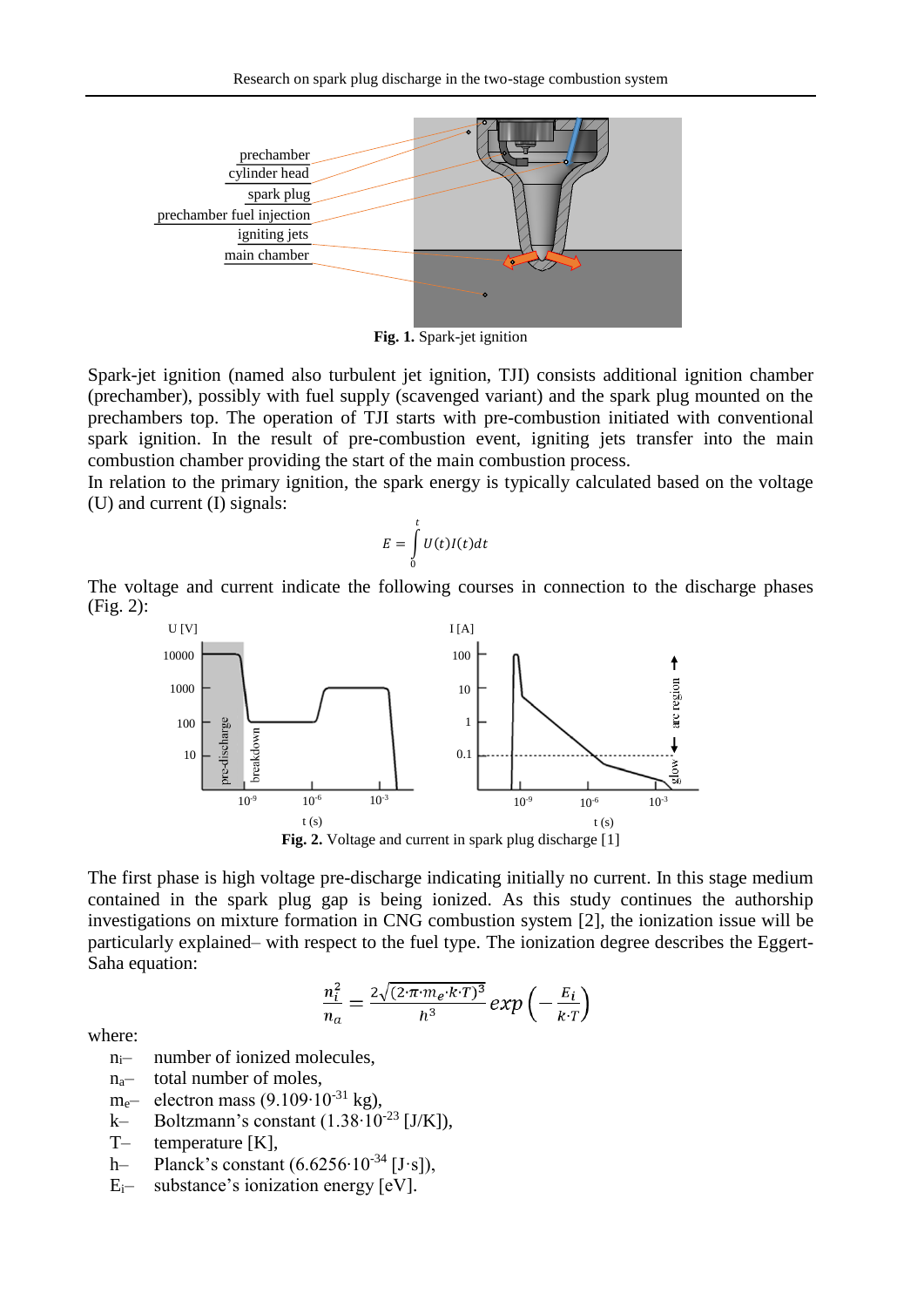Fig. 1. Spark-jet ignition

Spark-jet ignition (named also turbulent jet ignition, TJI) consists additional ignition chamber (prechamber), possibly with fuel supply (scavenged variant) and the spark plug mounted on the prechambers top. The operation of TJI starts with pre-combustion initiated with conventional spark ignition. In the result of pre-combustion event, igniting jets transfer into the main combustion chamber providing the start of the main combustion process.

In relation to the primary ignition, the spark energy is typically calculated based on the voltage (U) and current (I) signals:

$$E = \int_0^t U(t)I(t)dt$$

The voltage and current indicate the following courses in connection to the discharge phases (Fig. 2):

**Fig. 2.** Voltage and current in spark plug discharge [1]

The first phase is high voltage pre-discharge indicating initially no current. In this stage medium contained in the spark plug gap is being ionized. As this study continues the authorship investigations on mixture formation in CNG combustion system [2], the ionization issue will be particularly explained– with respect to the fuel type. The ionization degree describes the Eggert-Saha equation:

$$\frac{n_i^2}{n_a} = \frac{2\sqrt{(2\cdot\pi\cdot m_e\cdot k\cdot T)^3}}{h^3} exp\left(-\frac{E_i}{k\cdot T}\right)$$

where:

- $n_i$– number of ionized molecules,
- $n_a$– total number of moles,
- $m_e$– electron mass ($9.109\cdot10^{-31}$ kg),
- k– Boltzmann's constant ($1.38\cdot10^{-23}$ [J/K]),
- T– temperature [K],
- h– Planck's constant ($6.6256\cdot10^{-34}$ [J·s]),
- $E_i$– substance's ionization energy [eV].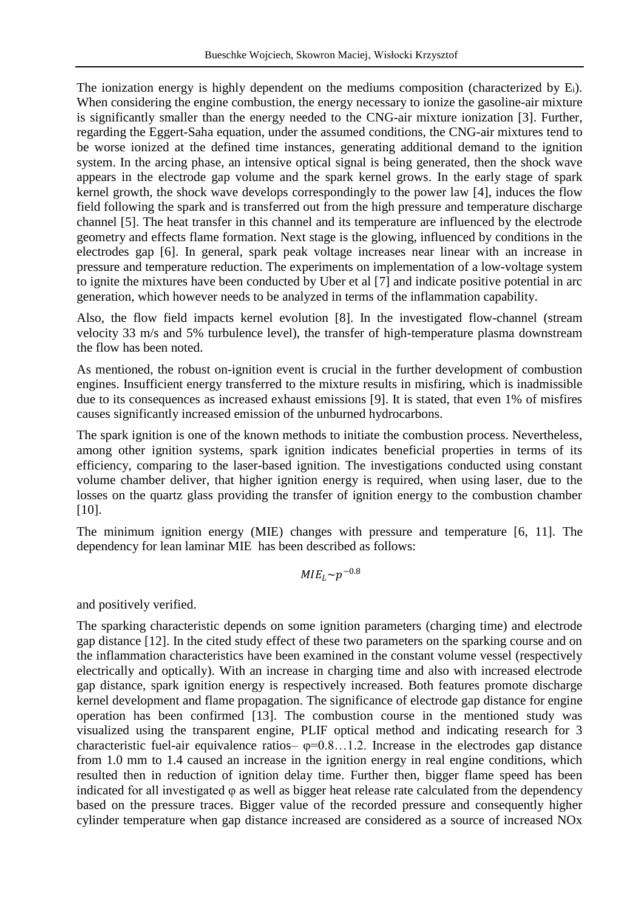The ionization energy is highly dependent on the mediums composition (characterized by $E_i$). When considering the engine combustion, the energy necessary to ionize the gasoline-air mixture is significantly smaller than the energy needed to the CNG-air mixture ionization [3]. Further, regarding the Eggert-Saha equation, under the assumed conditions, the CNG-air mixtures tend to be worse ionized at the defined time instances, generating additional demand to the ignition system. In the arcing phase, an intensive optical signal is being generated, then the shock wave appears in the electrode gap volume and the spark kernel grows. In the early stage of spark kernel growth, the shock wave develops correspondingly to the power law [4], induces the flow field following the spark and is transferred out from the high pressure and temperature discharge channel [5]. The heat transfer in this channel and its temperature are influenced by the electrode geometry and effects flame formation. Next stage is the glowing, influenced by conditions in the electrodes gap [6]. In general, spark peak voltage increases near linear with an increase in pressure and temperature reduction. The experiments on implementation of a low-voltage system to ignite the mixtures have been conducted by Uber et al [7] and indicate positive potential in arc generation, which however needs to be analyzed in terms of the inflammation capability.

Also, the flow field impacts kernel evolution [8]. In the investigated flow-channel (stream velocity 33 m/s and 5% turbulence level), the transfer of high-temperature plasma downstream the flow has been noted.

As mentioned, the robust on-ignition event is crucial in the further development of combustion engines. Insufficient energy transferred to the mixture results in misfiring, which is inadmissible due to its consequences as increased exhaust emissions [9]. It is stated, that even 1% of misfires causes significantly increased emission of the unburned hydrocarbons.

The spark ignition is one of the known methods to initiate the combustion process. Nevertheless, among other ignition systems, spark ignition indicates beneficial properties in terms of its efficiency, comparing to the laser-based ignition. The investigations conducted using constant volume chamber deliver, that higher ignition energy is required, when using laser, due to the losses on the quartz glass providing the transfer of ignition energy to the combustion chamber [10].

The minimum ignition energy (MIE) changes with pressure and temperature [6, 11]. The dependency for lean laminar MIE has been described as follows:

$$MIE_L \sim p^{-0.8}$$

and positively verified.

The sparking characteristic depends on some ignition parameters (charging time) and electrode gap distance [12]. In the cited study effect of these two parameters on the sparking course and on the inflammation characteristics have been examined in the constant volume vessel (respectively electrically and optically). With an increase in charging time and also with increased electrode gap distance, spark ignition energy is respectively increased. Both features promote discharge kernel development and flame propagation. The significance of electrode gap distance for engine operation has been confirmed [13]. The combustion course in the mentioned study was visualized using the transparent engine, PLIF optical method and indicating research for 3 characteristic fuel-air equivalence ratios– φ=0.8…1.2. Increase in the electrodes gap distance from 1.0 mm to 1.4 caused an increase in the ignition energy in real engine conditions, which resulted then in reduction of ignition delay time. Further then, bigger flame speed has been indicated for all investigated φ as well as bigger heat release rate calculated from the dependency based on the pressure traces. Bigger value of the recorded pressure and consequently higher cylinder temperature when gap distance increased are considered as a source of increased NOx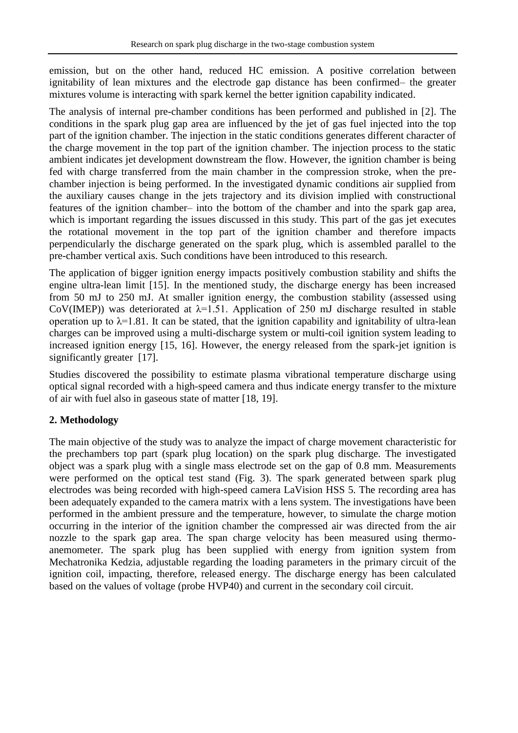emission, but on the other hand, reduced HC emission. A positive correlation between ignitability of lean mixtures and the electrode gap distance has been confirmed– the greater mixtures volume is interacting with spark kernel the better ignition capability indicated.

The analysis of internal pre-chamber conditions has been performed and published in [2]. The conditions in the spark plug gap area are influenced by the jet of gas fuel injected into the top part of the ignition chamber. The injection in the static conditions generates different character of the charge movement in the top part of the ignition chamber. The injection process to the static ambient indicates jet development downstream the flow. However, the ignition chamber is being fed with charge transferred from the main chamber in the compression stroke, when the pre-chamber injection is being performed. In the investigated dynamic conditions air supplied from the auxiliary causes change in the jets trajectory and its division implied with constructional features of the ignition chamber– into the bottom of the chamber and into the spark gap area, which is important regarding the issues discussed in this study. This part of the gas jet executes the rotational movement in the top part of the ignition chamber and therefore impacts perpendicularly the discharge generated on the spark plug, which is assembled parallel to the pre-chamber vertical axis. Such conditions have been introduced to this research.

The application of bigger ignition energy impacts positively combustion stability and shifts the engine ultra-lean limit [15]. In the mentioned study, the discharge energy has been increased from 50 mJ to 250 mJ. At smaller ignition energy, the combustion stability (assessed using CoV(IMEP)) was deteriorated at $\lambda$=1.51. Application of 250 mJ discharge resulted in stable operation up to $\lambda$=1.81. It can be stated, that the ignition capability and ignitability of ultra-lean charges can be improved using a multi-discharge system or multi-coil ignition system leading to increased ignition energy [15, 16]. However, the energy released from the spark-jet ignition is significantly greater [17].

Studies discovered the possibility to estimate plasma vibrational temperature discharge using optical signal recorded with a high-speed camera and thus indicate energy transfer to the mixture of air with fuel also in gaseous state of matter [18, 19].

## 2. Methodology

The main objective of the study was to analyze the impact of charge movement characteristic for the prechambers top part (spark plug location) on the spark plug discharge. The investigated object was a spark plug with a single mass electrode set on the gap of 0.8 mm. Measurements were performed on the optical test stand (Fig. 3). The spark generated between spark plug electrodes was being recorded with high-speed camera LaVision HSS 5. The recording area has been adequately expanded to the camera matrix with a lens system. The investigations have been performed in the ambient pressure and the temperature, however, to simulate the charge motion occurring in the interior of the ignition chamber the compressed air was directed from the air nozzle to the spark gap area. The span charge velocity has been measured using thermo-anemometer. The spark plug has been supplied with energy from ignition system from Mechatronika Kedzia, adjustable regarding the loading parameters in the primary circuit of the ignition coil, impacting, therefore, released energy. The discharge energy has been calculated based on the values of voltage (probe HVP40) and current in the secondary coil circuit.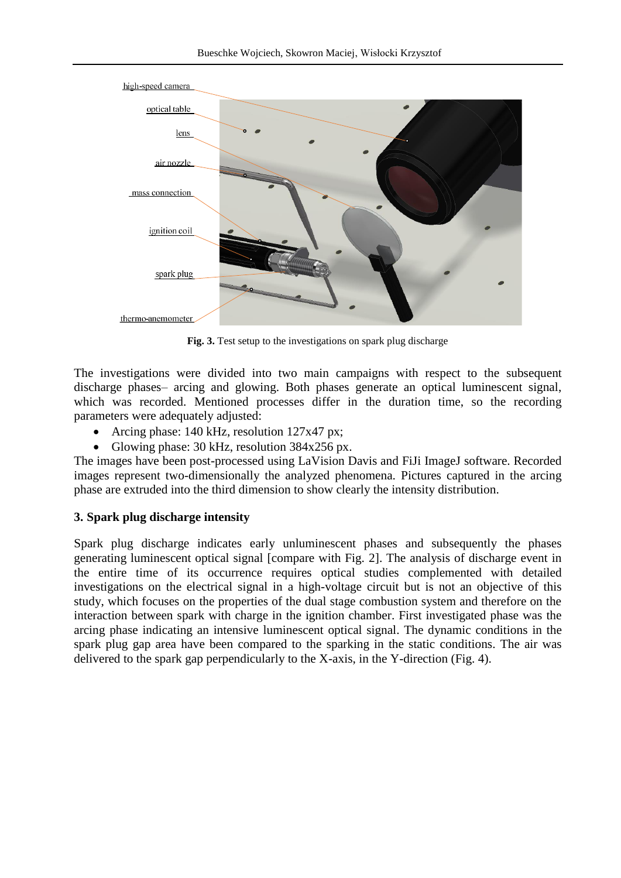**Fig. 3.** Test setup to the investigations on spark plug discharge

The investigations were divided into two main campaigns with respect to the subsequent discharge phases– arcing and glowing. Both phases generate an optical luminescent signal, which was recorded. Mentioned processes differ in the duration time, so the recording parameters were adequately adjusted:

- Arcing phase: 140 kHz, resolution 127x47 px;
- Glowing phase: 30 kHz, resolution 384x256 px.

The images have been post-processed using LaVision Davis and FiJi ImageJ software. Recorded images represent two-dimensionally the analyzed phenomena. Pictures captured in the arcing phase are extruded into the third dimension to show clearly the intensity distribution.

## 3. Spark plug discharge intensity

Spark plug discharge indicates early unluminescent phases and subsequently the phases generating luminescent optical signal [compare with Fig. 2]. The analysis of discharge event in the entire time of its occurrence requires optical studies complemented with detailed investigations on the electrical signal in a high-voltage circuit but is not an objective of this study, which focuses on the properties of the dual stage combustion system and therefore on the interaction between spark with charge in the ignition chamber. First investigated phase was the arcing phase indicating an intensive luminescent optical signal. The dynamic conditions in the spark plug gap area have been compared to the sparking in the static conditions. The air was delivered to the spark gap perpendicularly to the X-axis, in the Y-direction (Fig. 4).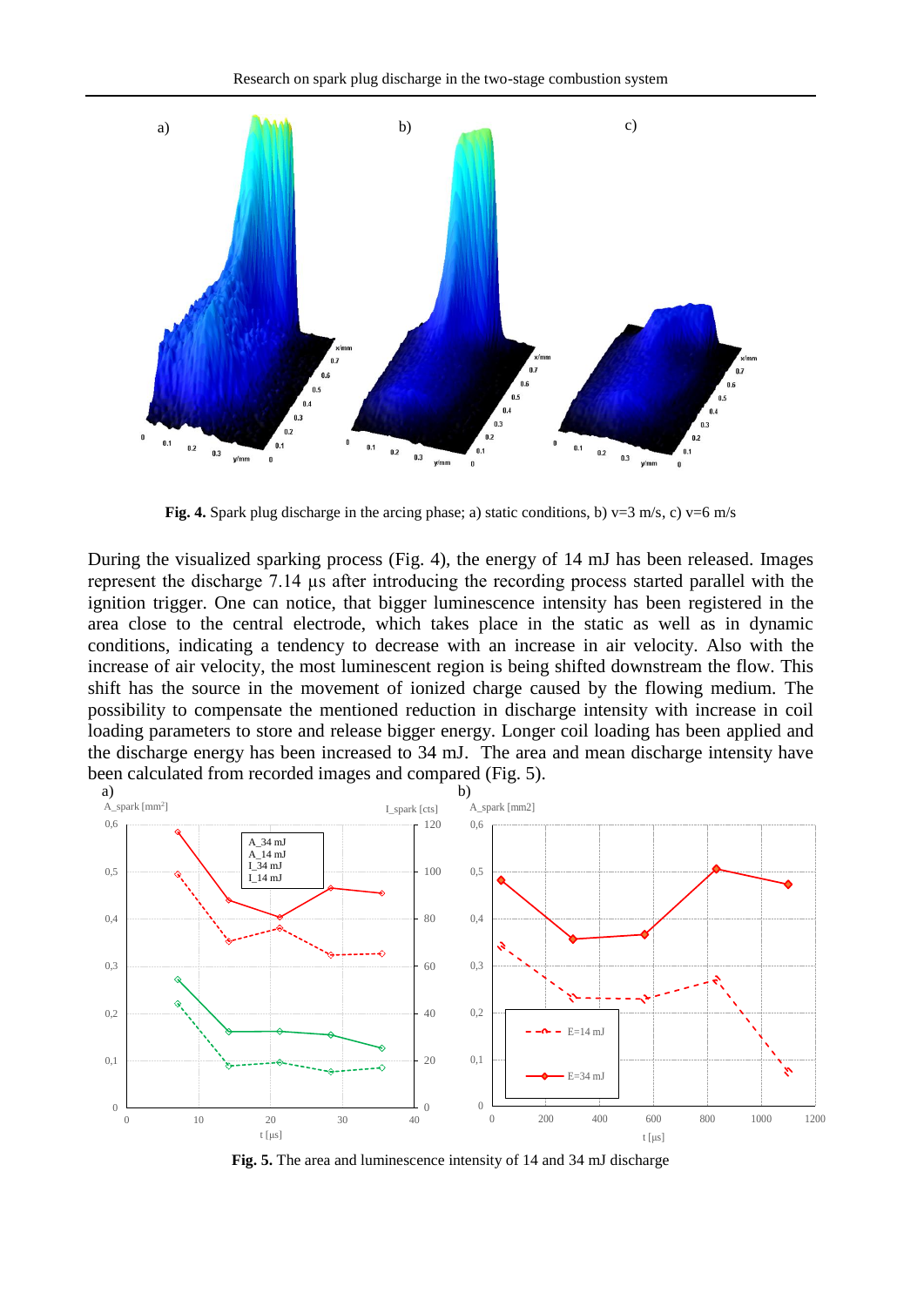**Fig. 4.** Spark plug discharge in the arcing phase; a) static conditions, b) v=3 m/s, c) v=6 m/s

During the visualized sparking process (Fig. 4), the energy of 14 mJ has been released. Images represent the discharge 7.14 μs after introducing the recording process started parallel with the ignition trigger. One can notice, that bigger luminescence intensity has been registered in the area close to the central electrode, which takes place in the static as well as in dynamic conditions, indicating a tendency to decrease with an increase in air velocity. Also with the increase of air velocity, the most luminescent region is being shifted downstream the flow. This shift has the source in the movement of ionized charge caused by the flowing medium. The possibility to compensate the mentioned reduction in discharge intensity with increase in coil loading parameters to store and release bigger energy. Longer coil loading has been applied and the discharge energy has been increased to 34 mJ. The area and mean discharge intensity have been calculated from recorded images and compared (Fig. 5).

**Fig. 5.** The area and luminescence intensity of 14 and 34 mJ discharge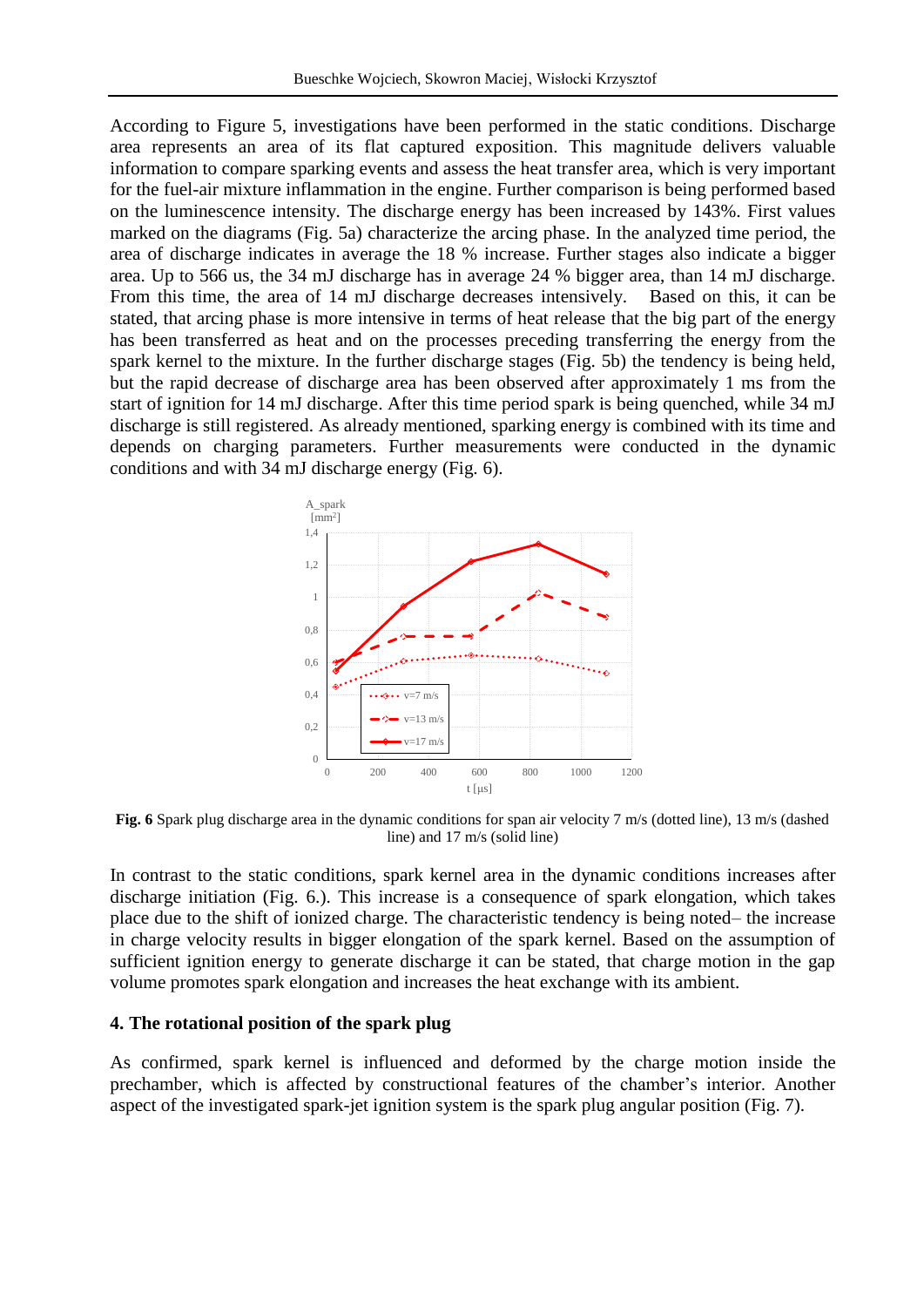According to Figure 5, investigations have been performed in the static conditions. Discharge area represents an area of its flat captured exposition. This magnitude delivers valuable information to compare sparking events and assess the heat transfer area, which is very important for the fuel-air mixture inflammation in the engine. Further comparison is being performed based on the luminescence intensity. The discharge energy has been increased by 143%. First values marked on the diagrams (Fig. 5a) characterize the arcing phase. In the analyzed time period, the area of discharge indicates in average the 18 % increase. Further stages also indicate a bigger area. Up to 566 us, the 34 mJ discharge has in average 24 % bigger area, than 14 mJ discharge. From this time, the area of 14 mJ discharge decreases intensively. Based on this, it can be stated, that arcing phase is more intensive in terms of heat release that the big part of the energy has been transferred as heat and on the processes preceding transferring the energy from the spark kernel to the mixture. In the further discharge stages (Fig. 5b) the tendency is being held, but the rapid decrease of discharge area has been observed after approximately 1 ms from the start of ignition for 14 mJ discharge. After this time period spark is being quenched, while 34 mJ discharge is still registered. As already mentioned, sparking energy is combined with its time and depends on charging parameters. Further measurements were conducted in the dynamic conditions and with 34 mJ discharge energy (Fig. 6).

**Fig. 6** Spark plug discharge area in the dynamic conditions for span air velocity 7 m/s (dotted line), 13 m/s (dashed line) and 17 m/s (solid line)

In contrast to the static conditions, spark kernel area in the dynamic conditions increases after discharge initiation (Fig. 6.). This increase is a consequence of spark elongation, which takes place due to the shift of ionized charge. The characteristic tendency is being noted– the increase in charge velocity results in bigger elongation of the spark kernel. Based on the assumption of sufficient ignition energy to generate discharge it can be stated, that charge motion in the gap volume promotes spark elongation and increases the heat exchange with its ambient.

### 4. The rotational position of the spark plug

As confirmed, spark kernel is influenced and deformed by the charge motion inside the prechamber, which is affected by constructional features of the chamber's interior. Another aspect of the investigated spark-jet ignition system is the spark plug angular position (Fig. 7).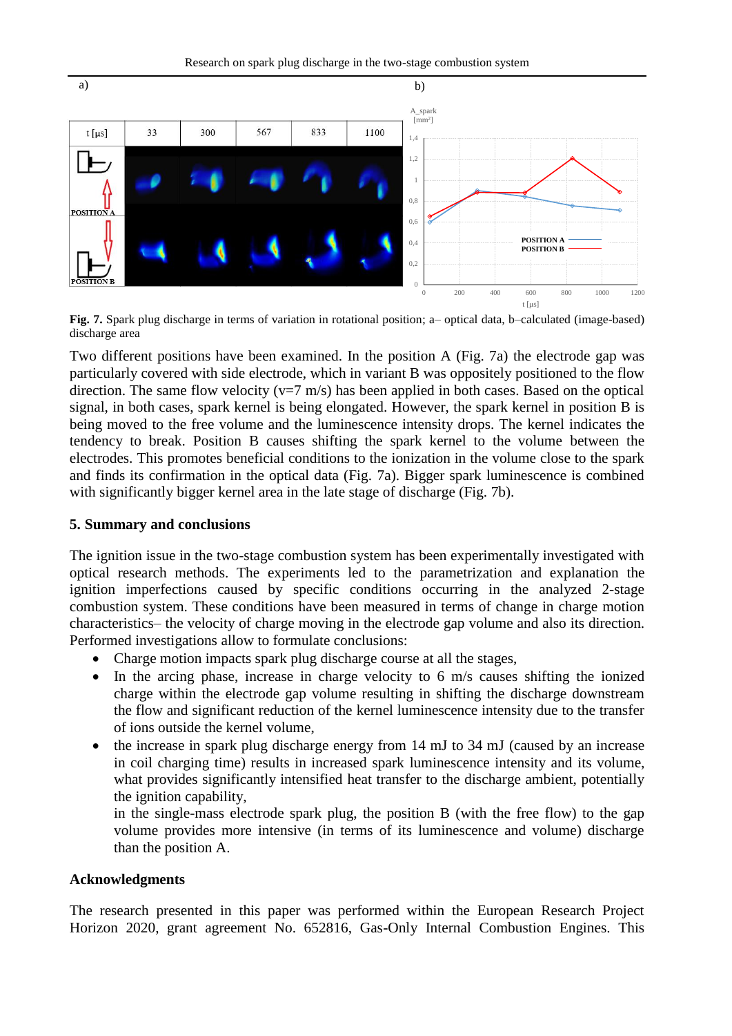a) b)

Fig. 7. Spark plug discharge in terms of variation in rotational position; a– optical data, b–calculated (image-based) discharge area

Two different positions have been examined. In the position A (Fig. 7a) the electrode gap was particularly covered with side electrode, which in variant B was oppositely positioned to the flow direction. The same flow velocity (v=7 m/s) has been applied in both cases. Based on the optical signal, in both cases, spark kernel is being elongated. However, the spark kernel in position B is being moved to the free volume and the luminescence intensity drops. The kernel indicates the tendency to break. Position B causes shifting the spark kernel to the volume between the electrodes. This promotes beneficial conditions to the ionization in the volume close to the spark and finds its confirmation in the optical data (Fig. 7a). Bigger spark luminescence is combined with significantly bigger kernel area in the late stage of discharge (Fig. 7b).

## 5. Summary and conclusions

The ignition issue in the two-stage combustion system has been experimentally investigated with optical research methods. The experiments led to the parametrization and explanation the ignition imperfections caused by specific conditions occurring in the analyzed 2-stage combustion system. These conditions have been measured in terms of change in charge motion characteristics– the velocity of charge moving in the electrode gap volume and also its direction. Performed investigations allow to formulate conclusions:

- Charge motion impacts spark plug discharge course at all the stages,
- In the arcing phase, increase in charge velocity to 6 m/s causes shifting the ionized charge within the electrode gap volume resulting in shifting the discharge downstream the flow and significant reduction of the kernel luminescence intensity due to the transfer of ions outside the kernel volume,
- the increase in spark plug discharge energy from 14 mJ to 34 mJ (caused by an increase in coil charging time) results in increased spark luminescence intensity and its volume, what provides significantly intensified heat transfer to the discharge ambient, potentially the ignition capability,
  in the single-mass electrode spark plug, the position B (with the free flow) to the gap volume provides more intensive (in terms of its luminescence and volume) discharge than the position A.

## Acknowledgments

The research presented in this paper was performed within the European Research Project Horizon 2020, grant agreement No. 652816, Gas-Only Internal Combustion Engines. This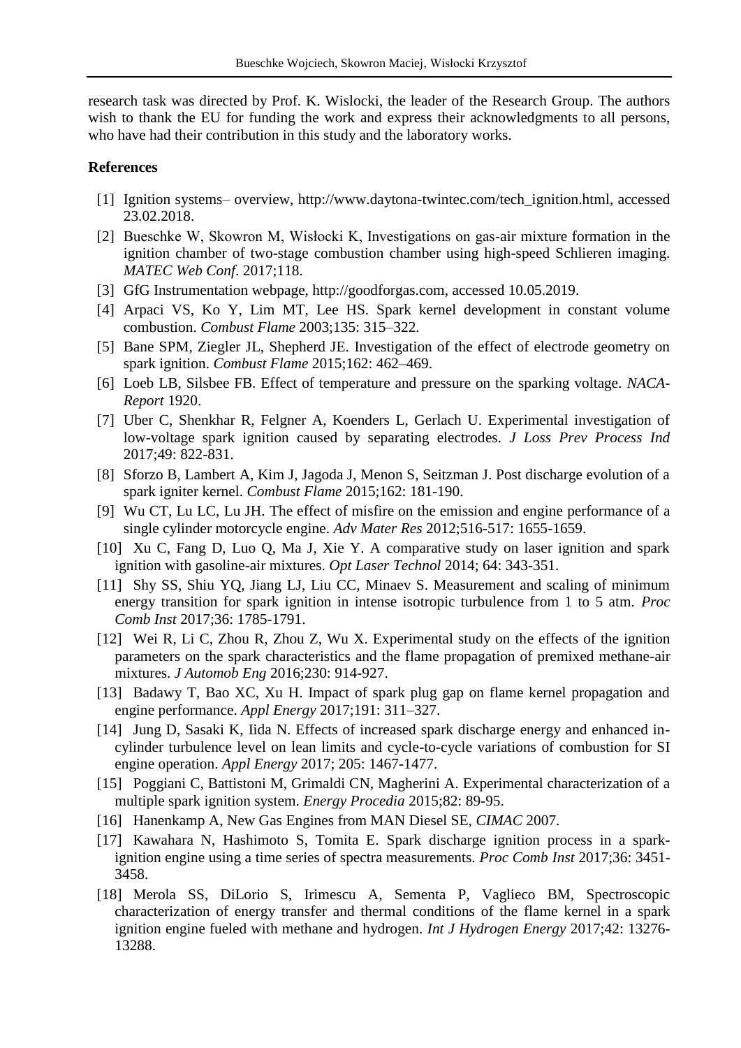research task was directed by Prof. K. Wislocki, the leader of the Research Group. The authors wish to thank the EU for funding the work and express their acknowledgments to all persons, who have had their contribution in this study and the laboratory works.

## References

[1] Ignition systems– overview, http://www.daytona-twintec.com/tech_ignition.html, accessed 23.02.2018.

[2] Bueschke W, Skowron M, Wisłocki K, Investigations on gas-air mixture formation in the ignition chamber of two-stage combustion chamber using high-speed Schlieren imaging. *MATEC Web Conf*. 2017;118.

[3] GfG Instrumentation webpage, http://goodforgas.com, accessed 10.05.2019.

[4] Arpaci VS, Ko Y, Lim MT, Lee HS. Spark kernel development in constant volume combustion. *Combust Flame* 2003;135: 315–322.

[5] Bane SPM, Ziegler JL, Shepherd JE. Investigation of the effect of electrode geometry on spark ignition. *Combust Flame* 2015;162: 462–469.

[6] Loeb LB, Silsbee FB. Effect of temperature and pressure on the sparking voltage. *NACA-Report* 1920.

[7] Uber C, Shenkhar R, Felgner A, Koenders L, Gerlach U. Experimental investigation of low-voltage spark ignition caused by separating electrodes. *J Loss Prev Process Ind* 2017;49: 822-831.

[8] Sforzo B, Lambert A, Kim J, Jagoda J, Menon S, Seitzman J. Post discharge evolution of a spark igniter kernel. *Combust Flame* 2015;162: 181-190.

[9] Wu CT, Lu LC, Lu JH. The effect of misfire on the emission and engine performance of a single cylinder motorcycle engine. *Adv Mater Res* 2012;516-517: 1655-1659.

[10] Xu C, Fang D, Luo Q, Ma J, Xie Y. A comparative study on laser ignition and spark ignition with gasoline-air mixtures. *Opt Laser Technol* 2014; 64: 343-351.

[11] Shy SS, Shiu YQ, Jiang LJ, Liu CC, Minaev S. Measurement and scaling of minimum energy transition for spark ignition in intense isotropic turbulence from 1 to 5 atm. *Proc Comb Inst* 2017;36: 1785-1791.

[12] Wei R, Li C, Zhou R, Zhou Z, Wu X. Experimental study on the effects of the ignition parameters on the spark characteristics and the flame propagation of premixed methane-air mixtures. *J Automob Eng* 2016;230: 914-927.

[13] Badawy T, Bao XC, Xu H. Impact of spark plug gap on flame kernel propagation and engine performance. *Appl Energy* 2017;191: 311–327.

[14] Jung D, Sasaki K, Iida N. Effects of increased spark discharge energy and enhanced in-cylinder turbulence level on lean limits and cycle-to-cycle variations of combustion for SI engine operation. *Appl Energy* 2017; 205: 1467-1477.

[15] Poggiani C, Battistoni M, Grimaldi CN, Magherini A. Experimental characterization of a multiple spark ignition system. *Energy Procedia* 2015;82: 89-95.

[16] Hanenkamp A, New Gas Engines from MAN Diesel SE, *CIMAC* 2007.

[17] Kawahara N, Hashimoto S, Tomita E. Spark discharge ignition process in a spark-ignition engine using a time series of spectra measurements. *Proc Comb Inst* 2017;36: 3451-3458.

[18] Merola SS, DiLorio S, Irimescu A, Sementa P, Vaglieco BM, Spectroscopic characterization of energy transfer and thermal conditions of the flame kernel in a spark ignition engine fueled with methane and hydrogen. *Int J Hydrogen Energy* 2017;42: 13276-13288.